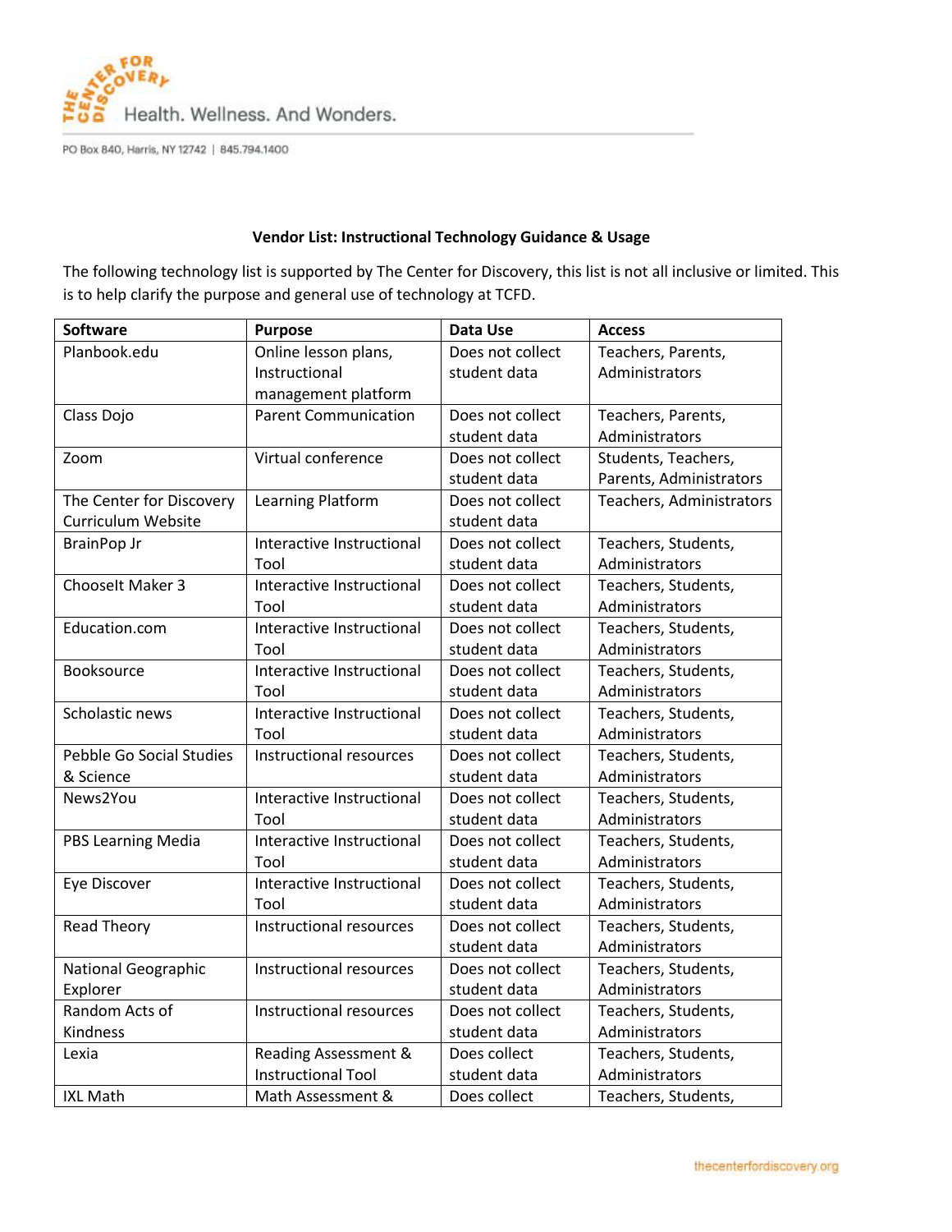The Center for Discovery — Health. Wellness. And Wonders.

PO Box 840, Harris, NY 12742 | 845.794.1400

**Vendor List: Instructional Technology Guidance & Usage**

The following technology list is supported by The Center for Discovery, this list is not all inclusive or limited. This is to help clarify the purpose and general use of technology at TCFD.

| Software | Purpose | Data Use | Access |
|---|---|---|---|
| Planbook.edu | Online lesson plans, Instructional management platform | Does not collect student data | Teachers, Parents, Administrators |
| Class Dojo | Parent Communication | Does not collect student data | Teachers, Parents, Administrators |
| Zoom | Virtual conference | Does not collect student data | Students, Teachers, Parents, Administrators |
| The Center for Discovery Curriculum Website | Learning Platform | Does not collect student data | Teachers, Administrators |
| BrainPop Jr | Interactive Instructional Tool | Does not collect student data | Teachers, Students, Administrators |
| ChooseIt Maker 3 | Interactive Instructional Tool | Does not collect student data | Teachers, Students, Administrators |
| Education.com | Interactive Instructional Tool | Does not collect student data | Teachers, Students, Administrators |
| Booksource | Interactive Instructional Tool | Does not collect student data | Teachers, Students, Administrators |
| Scholastic news | Interactive Instructional Tool | Does not collect student data | Teachers, Students, Administrators |
| Pebble Go Social Studies & Science | Instructional resources | Does not collect student data | Teachers, Students, Administrators |
| News2You | Interactive Instructional Tool | Does not collect student data | Teachers, Students, Administrators |
| PBS Learning Media | Interactive Instructional Tool | Does not collect student data | Teachers, Students, Administrators |
| Eye Discover | Interactive Instructional Tool | Does not collect student data | Teachers, Students, Administrators |
| Read Theory | Instructional resources | Does not collect student data | Teachers, Students, Administrators |
| National Geographic Explorer | Instructional resources | Does not collect student data | Teachers, Students, Administrators |
| Random Acts of Kindness | Instructional resources | Does not collect student data | Teachers, Students, Administrators |
| Lexia | Reading Assessment & Instructional Tool | Does collect student data | Teachers, Students, Administrators |
| IXL Math | Math Assessment & | Does collect | Teachers, Students, |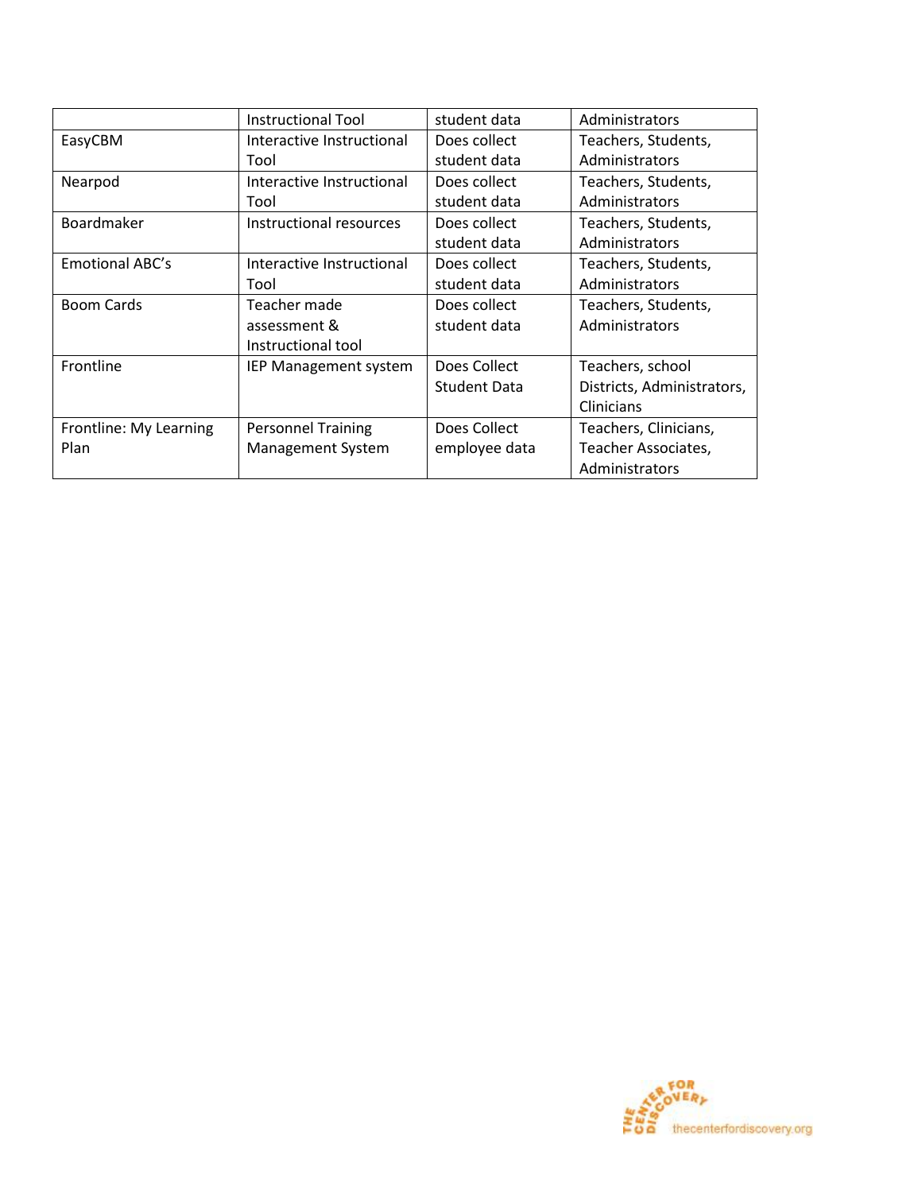| | | | |
|---|---|---|---|
| | Instructional Tool | student data | Administrators |
| EasyCBM | Interactive Instructional Tool | Does collect student data | Teachers, Students, Administrators |
| Nearpod | Interactive Instructional Tool | Does collect student data | Teachers, Students, Administrators |
| Boardmaker | Instructional resources | Does collect student data | Teachers, Students, Administrators |
| Emotional ABC's | Interactive Instructional Tool | Does collect student data | Teachers, Students, Administrators |
| Boom Cards | Teacher made assessment & Instructional tool | Does collect student data | Teachers, Students, Administrators |
| Frontline | IEP Management system | Does Collect Student Data | Teachers, school Districts, Administrators, Clinicians |
| Frontline: My Learning Plan | Personnel Training Management System | Does Collect employee data | Teachers, Clinicians, Teacher Associates, Administrators |